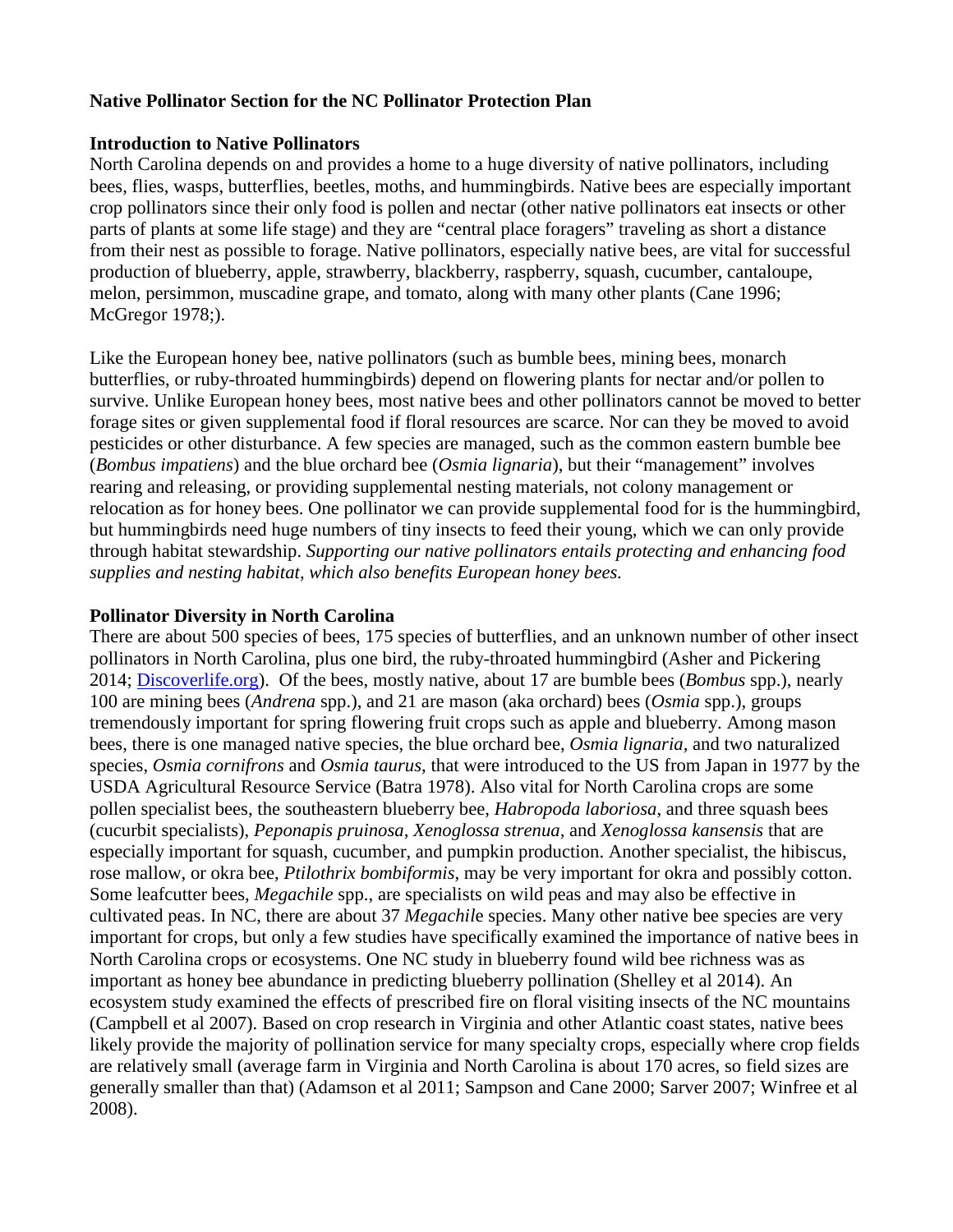**Native Pollinator Section for the NC Pollinator Protection Plan**

**Introduction to Native Pollinators**

North Carolina depends on and provides a home to a huge diversity of native pollinators, including bees, flies, wasps, butterflies, beetles, moths, and hummingbirds. Native bees are especially important crop pollinators since their only food is pollen and nectar (other native pollinators eat insects or other parts of plants at some life stage) and they are "central place foragers" traveling as short a distance from their nest as possible to forage. Native pollinators, especially native bees, are vital for successful production of blueberry, apple, strawberry, blackberry, raspberry, squash, cucumber, cantaloupe, melon, persimmon, muscadine grape, and tomato, along with many other plants (Cane 1996; McGregor 1978;).

Like the European honey bee, native pollinators (such as bumble bees, mining bees, monarch butterflies, or ruby-throated hummingbirds) depend on flowering plants for nectar and/or pollen to survive. Unlike European honey bees, most native bees and other pollinators cannot be moved to better forage sites or given supplemental food if floral resources are scarce. Nor can they be moved to avoid pesticides or other disturbance. A few species are managed, such as the common eastern bumble bee (*Bombus impatiens*) and the blue orchard bee (*Osmia lignaria*), but their "management" involves rearing and releasing, or providing supplemental nesting materials, not colony management or relocation as for honey bees. One pollinator we can provide supplemental food for is the hummingbird, but hummingbirds need huge numbers of tiny insects to feed their young, which we can only provide through habitat stewardship. *Supporting our native pollinators entails protecting and enhancing food supplies and nesting habitat, which also benefits European honey bees.*

**Pollinator Diversity in North Carolina**

There are about 500 species of bees, 175 species of butterflies, and an unknown number of other insect pollinators in North Carolina, plus one bird, the ruby-throated hummingbird (Asher and Pickering 2014; Discoverlife.org). Of the bees, mostly native, about 17 are bumble bees (*Bombus* spp.), nearly 100 are mining bees (*Andrena* spp.), and 21 are mason (aka orchard) bees (*Osmia* spp.), groups tremendously important for spring flowering fruit crops such as apple and blueberry. Among mason bees, there is one managed native species, the blue orchard bee, *Osmia lignaria*, and two naturalized species, *Osmia cornifrons* and *Osmia taurus*, that were introduced to the US from Japan in 1977 by the USDA Agricultural Resource Service (Batra 1978). Also vital for North Carolina crops are some pollen specialist bees, the southeastern blueberry bee, *Habropoda laboriosa*, and three squash bees (cucurbit specialists), *Peponapis pruinosa*, *Xenoglossa strenua*, and *Xenoglossa kansensis* that are especially important for squash, cucumber, and pumpkin production. Another specialist, the hibiscus, rose mallow, or okra bee, *Ptilothrix bombiformis*, may be very important for okra and possibly cotton. Some leafcutter bees, *Megachile* spp., are specialists on wild peas and may also be effective in cultivated peas. In NC, there are about 37 *Megachile* species. Many other native bee species are very important for crops, but only a few studies have specifically examined the importance of native bees in North Carolina crops or ecosystems. One NC study in blueberry found wild bee richness was as important as honey bee abundance in predicting blueberry pollination (Shelley et al 2014). An ecosystem study examined the effects of prescribed fire on floral visiting insects of the NC mountains (Campbell et al 2007). Based on crop research in Virginia and other Atlantic coast states, native bees likely provide the majority of pollination service for many specialty crops, especially where crop fields are relatively small (average farm in Virginia and North Carolina is about 170 acres, so field sizes are generally smaller than that) (Adamson et al 2011; Sampson and Cane 2000; Sarver 2007; Winfree et al 2008).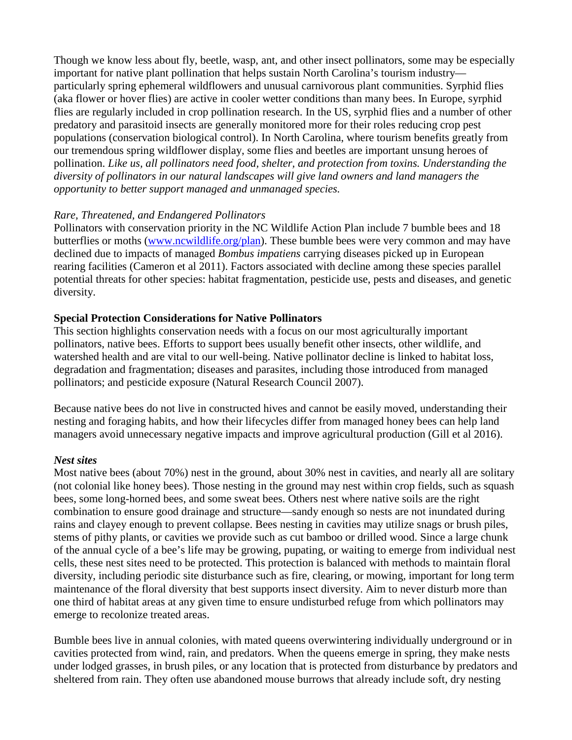Though we know less about fly, beetle, wasp, ant, and other insect pollinators, some may be especially important for native plant pollination that helps sustain North Carolina's tourism industry—particularly spring ephemeral wildflowers and unusual carnivorous plant communities. Syrphid flies (aka flower or hover flies) are active in cooler wetter conditions than many bees. In Europe, syrphid flies are regularly included in crop pollination research. In the US, syrphid flies and a number of other predatory and parasitoid insects are generally monitored more for their roles reducing crop pest populations (conservation biological control). In North Carolina, where tourism benefits greatly from our tremendous spring wildflower display, some flies and beetles are important unsung heroes of pollination. *Like us, all pollinators need food, shelter, and protection from toxins. Understanding the diversity of pollinators in our natural landscapes will give land owners and land managers the opportunity to better support managed and unmanaged species.*

*Rare, Threatened, and Endangered Pollinators*

Pollinators with conservation priority in the NC Wildlife Action Plan include 7 bumble bees and 18 butterflies or moths (www.ncwildlife.org/plan). These bumble bees were very common and may have declined due to impacts of managed *Bombus impatiens* carrying diseases picked up in European rearing facilities (Cameron et al 2011). Factors associated with decline among these species parallel potential threats for other species: habitat fragmentation, pesticide use, pests and diseases, and genetic diversity.

**Special Protection Considerations for Native Pollinators**

This section highlights conservation needs with a focus on our most agriculturally important pollinators, native bees. Efforts to support bees usually benefit other insects, other wildlife, and watershed health and are vital to our well-being. Native pollinator decline is linked to habitat loss, degradation and fragmentation; diseases and parasites, including those introduced from managed pollinators; and pesticide exposure (Natural Research Council 2007).

Because native bees do not live in constructed hives and cannot be easily moved, understanding their nesting and foraging habits, and how their lifecycles differ from managed honey bees can help land managers avoid unnecessary negative impacts and improve agricultural production (Gill et al 2016).

***Nest sites***

Most native bees (about 70%) nest in the ground, about 30% nest in cavities, and nearly all are solitary (not colonial like honey bees). Those nesting in the ground may nest within crop fields, such as squash bees, some long-horned bees, and some sweat bees. Others nest where native soils are the right combination to ensure good drainage and structure—sandy enough so nests are not inundated during rains and clayey enough to prevent collapse. Bees nesting in cavities may utilize snags or brush piles, stems of pithy plants, or cavities we provide such as cut bamboo or drilled wood. Since a large chunk of the annual cycle of a bee's life may be growing, pupating, or waiting to emerge from individual nest cells, these nest sites need to be protected. This protection is balanced with methods to maintain floral diversity, including periodic site disturbance such as fire, clearing, or mowing, important for long term maintenance of the floral diversity that best supports insect diversity. Aim to never disturb more than one third of habitat areas at any given time to ensure undisturbed refuge from which pollinators may emerge to recolonize treated areas.

Bumble bees live in annual colonies, with mated queens overwintering individually underground or in cavities protected from wind, rain, and predators. When the queens emerge in spring, they make nests under lodged grasses, in brush piles, or any location that is protected from disturbance by predators and sheltered from rain. They often use abandoned mouse burrows that already include soft, dry nesting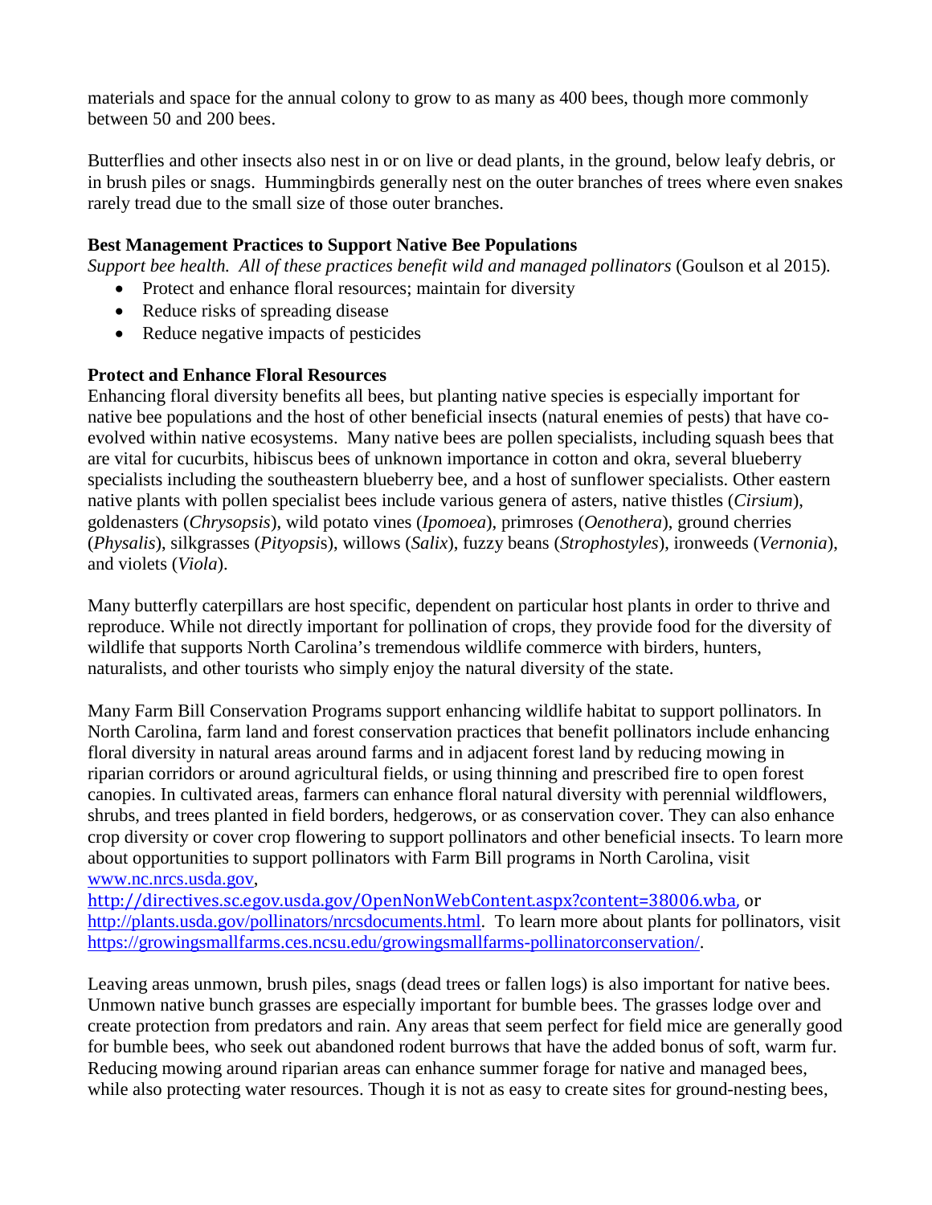materials and space for the annual colony to grow to as many as 400 bees, though more commonly between 50 and 200 bees.

Butterflies and other insects also nest in or on live or dead plants, in the ground, below leafy debris, or in brush piles or snags. Hummingbirds generally nest on the outer branches of trees where even snakes rarely tread due to the small size of those outer branches.

### Best Management Practices to Support Native Bee Populations

*Support bee health. All of these practices benefit wild and managed pollinators* (Goulson et al 2015).

- Protect and enhance floral resources; maintain for diversity
- Reduce risks of spreading disease
- Reduce negative impacts of pesticides

### Protect and Enhance Floral Resources

Enhancing floral diversity benefits all bees, but planting native species is especially important for native bee populations and the host of other beneficial insects (natural enemies of pests) that have co-evolved within native ecosystems. Many native bees are pollen specialists, including squash bees that are vital for cucurbits, hibiscus bees of unknown importance in cotton and okra, several blueberry specialists including the southeastern blueberry bee, and a host of sunflower specialists. Other eastern native plants with pollen specialist bees include various genera of asters, native thistles (*Cirsium*), goldenasters (*Chrysopsis*), wild potato vines (*Ipomoea*), primroses (*Oenothera*), ground cherries (*Physalis*), silkgrasses (*Pityopsis*), willows (*Salix*), fuzzy beans (*Strophostyles*), ironweeds (*Vernonia*), and violets (*Viola*).

Many butterfly caterpillars are host specific, dependent on particular host plants in order to thrive and reproduce. While not directly important for pollination of crops, they provide food for the diversity of wildlife that supports North Carolina's tremendous wildlife commerce with birders, hunters, naturalists, and other tourists who simply enjoy the natural diversity of the state.

Many Farm Bill Conservation Programs support enhancing wildlife habitat to support pollinators. In North Carolina, farm land and forest conservation practices that benefit pollinators include enhancing floral diversity in natural areas around farms and in adjacent forest land by reducing mowing in riparian corridors or around agricultural fields, or using thinning and prescribed fire to open forest canopies. In cultivated areas, farmers can enhance floral natural diversity with perennial wildflowers, shrubs, and trees planted in field borders, hedgerows, or as conservation cover. They can also enhance crop diversity or cover crop flowering to support pollinators and other beneficial insects. To learn more about opportunities to support pollinators with Farm Bill programs in North Carolina, visit www.nc.nrcs.usda.gov, http://directives.sc.egov.usda.gov/OpenNonWebContent.aspx?content=38006.wba, or http://plants.usda.gov/pollinators/nrcsdocuments.html. To learn more about plants for pollinators, visit https://growingsmallfarms.ces.ncsu.edu/growingsmallfarms-pollinatorconservation/.

Leaving areas unmown, brush piles, snags (dead trees or fallen logs) is also important for native bees. Unmown native bunch grasses are especially important for bumble bees. The grasses lodge over and create protection from predators and rain. Any areas that seem perfect for field mice are generally good for bumble bees, who seek out abandoned rodent burrows that have the added bonus of soft, warm fur. Reducing mowing around riparian areas can enhance summer forage for native and managed bees, while also protecting water resources. Though it is not as easy to create sites for ground-nesting bees,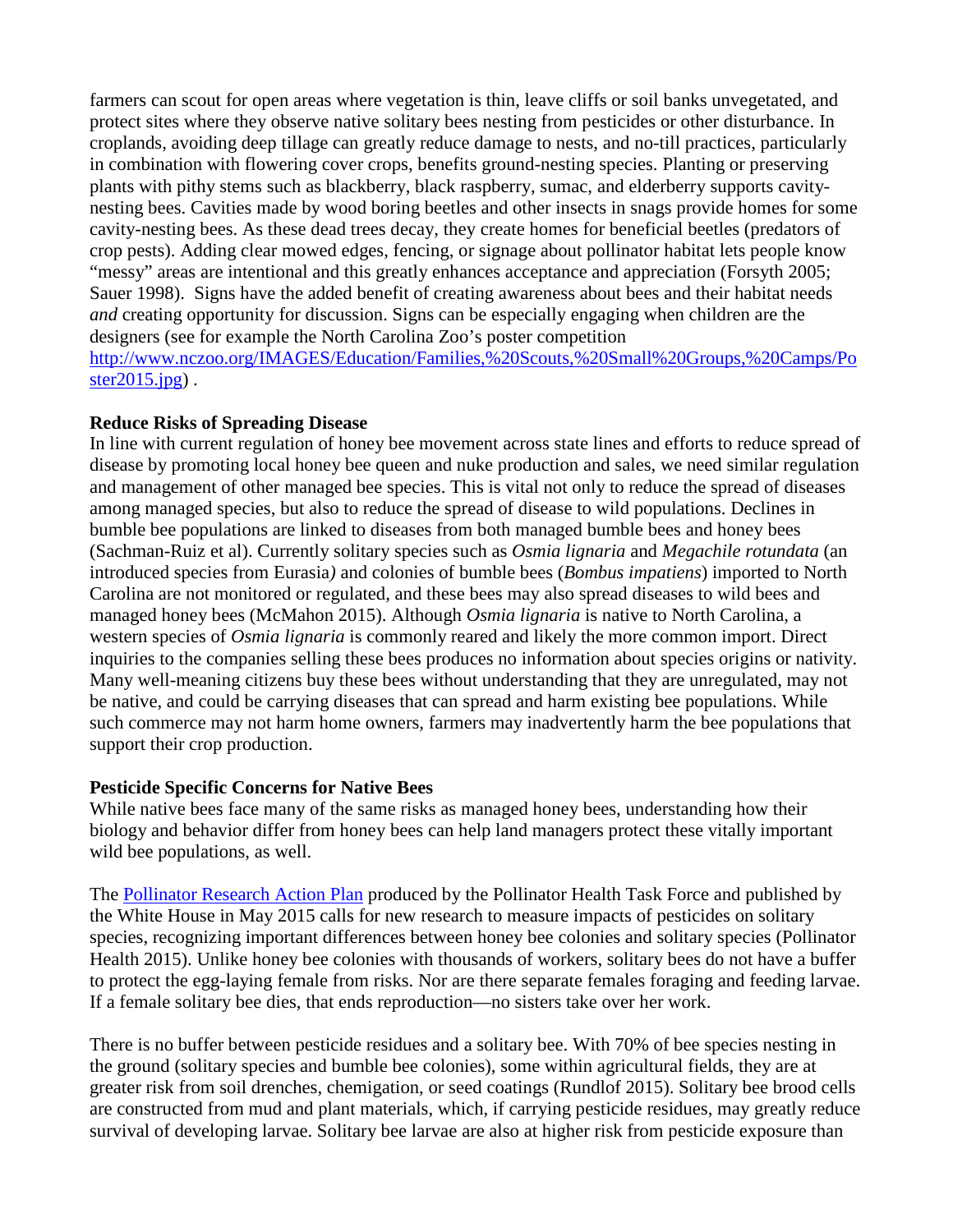farmers can scout for open areas where vegetation is thin, leave cliffs or soil banks unvegetated, and protect sites where they observe native solitary bees nesting from pesticides or other disturbance. In croplands, avoiding deep tillage can greatly reduce damage to nests, and no-till practices, particularly in combination with flowering cover crops, benefits ground-nesting species. Planting or preserving plants with pithy stems such as blackberry, black raspberry, sumac, and elderberry supports cavity-nesting bees. Cavities made by wood boring beetles and other insects in snags provide homes for some cavity-nesting bees. As these dead trees decay, they create homes for beneficial beetles (predators of crop pests). Adding clear mowed edges, fencing, or signage about pollinator habitat lets people know "messy" areas are intentional and this greatly enhances acceptance and appreciation (Forsyth 2005; Sauer 1998). Signs have the added benefit of creating awareness about bees and their habitat needs *and* creating opportunity for discussion. Signs can be especially engaging when children are the designers (see for example the North Carolina Zoo's poster competition [http://www.nczoo.org/IMAGES/Education/Families,%20Scouts,%20Small%20Groups,%20Camps/Poster2015.jpg](http://www.nczoo.org/IMAGES/Education/Families,%20Scouts,%20Small%20Groups,%20Camps/Poster2015.jpg)) .

**Reduce Risks of Spreading Disease**

In line with current regulation of honey bee movement across state lines and efforts to reduce spread of disease by promoting local honey bee queen and nuke production and sales, we need similar regulation and management of other managed bee species. This is vital not only to reduce the spread of diseases among managed species, but also to reduce the spread of disease to wild populations. Declines in bumble bee populations are linked to diseases from both managed bumble bees and honey bees (Sachman-Ruiz et al). Currently solitary species such as *Osmia lignaria* and *Megachile rotundata* (an introduced species from Eurasia*)* and colonies of bumble bees (*Bombus impatiens*) imported to North Carolina are not monitored or regulated, and these bees may also spread diseases to wild bees and managed honey bees (McMahon 2015). Although *Osmia lignaria* is native to North Carolina, a western species of *Osmia lignaria* is commonly reared and likely the more common import. Direct inquiries to the companies selling these bees produces no information about species origins or nativity. Many well-meaning citizens buy these bees without understanding that they are unregulated, may not be native, and could be carrying diseases that can spread and harm existing bee populations. While such commerce may not harm home owners, farmers may inadvertently harm the bee populations that support their crop production.

**Pesticide Specific Concerns for Native Bees**

While native bees face many of the same risks as managed honey bees, understanding how their biology and behavior differ from honey bees can help land managers protect these vitally important wild bee populations, as well.

The [Pollinator Research Action Plan](Pollinator Research Action Plan) produced by the Pollinator Health Task Force and published by the White House in May 2015 calls for new research to measure impacts of pesticides on solitary species, recognizing important differences between honey bee colonies and solitary species (Pollinator Health 2015). Unlike honey bee colonies with thousands of workers, solitary bees do not have a buffer to protect the egg-laying female from risks. Nor are there separate females foraging and feeding larvae. If a female solitary bee dies, that ends reproduction—no sisters take over her work.

There is no buffer between pesticide residues and a solitary bee. With 70% of bee species nesting in the ground (solitary species and bumble bee colonies), some within agricultural fields, they are at greater risk from soil drenches, chemigation, or seed coatings (Rundlof 2015). Solitary bee brood cells are constructed from mud and plant materials, which, if carrying pesticide residues, may greatly reduce survival of developing larvae. Solitary bee larvae are also at higher risk from pesticide exposure than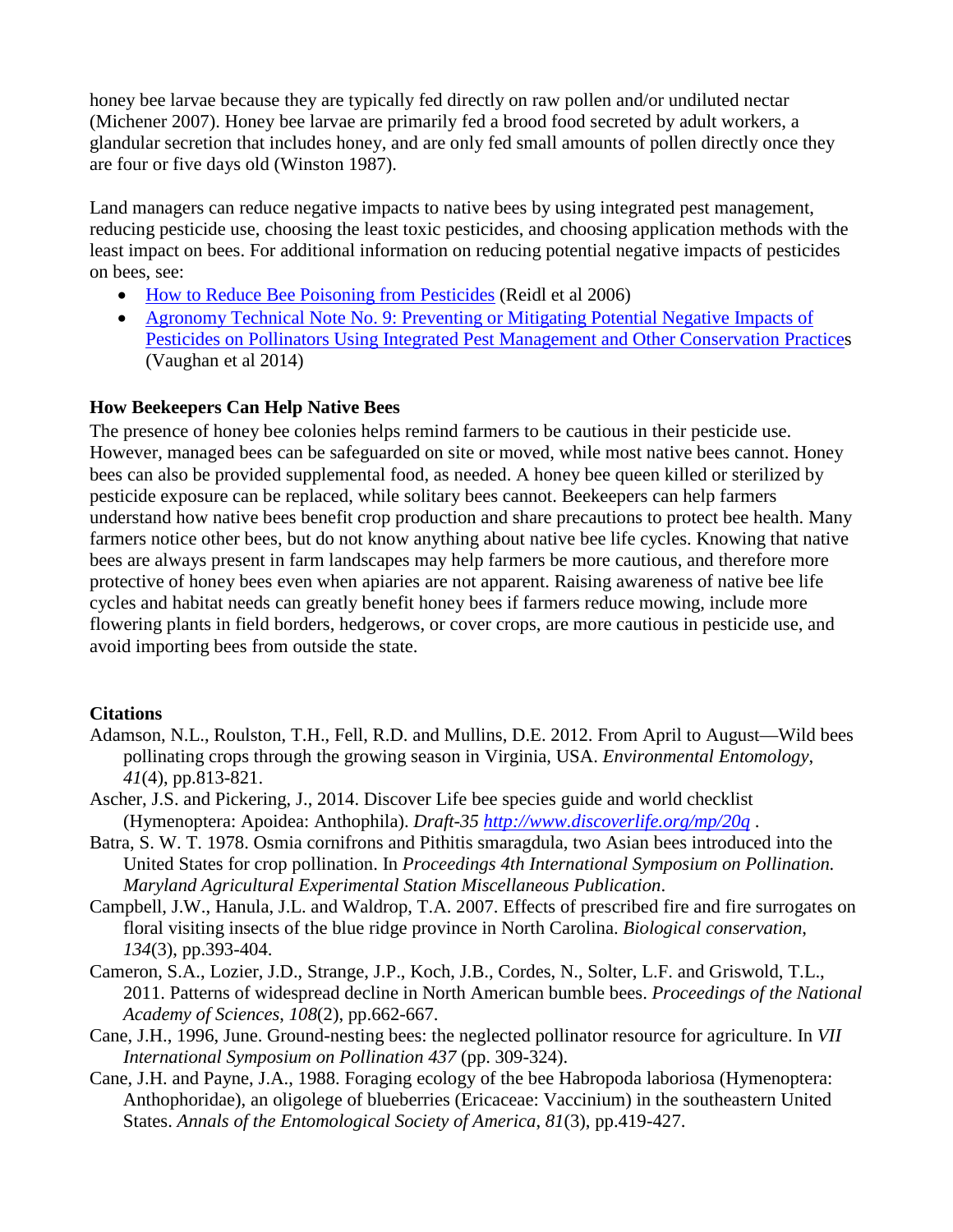honey bee larvae because they are typically fed directly on raw pollen and/or undiluted nectar (Michener 2007). Honey bee larvae are primarily fed a brood food secreted by adult workers, a glandular secretion that includes honey, and are only fed small amounts of pollen directly once they are four or five days old (Winston 1987).

Land managers can reduce negative impacts to native bees by using integrated pest management, reducing pesticide use, choosing the least toxic pesticides, and choosing application methods with the least impact on bees. For additional information on reducing potential negative impacts of pesticides on bees, see:

- How to Reduce Bee Poisoning from Pesticides (Reidl et al 2006)
- Agronomy Technical Note No. 9: Preventing or Mitigating Potential Negative Impacts of Pesticides on Pollinators Using Integrated Pest Management and Other Conservation Practices (Vaughan et al 2014)

**How Beekeepers Can Help Native Bees**

The presence of honey bee colonies helps remind farmers to be cautious in their pesticide use. However, managed bees can be safeguarded on site or moved, while most native bees cannot. Honey bees can also be provided supplemental food, as needed. A honey bee queen killed or sterilized by pesticide exposure can be replaced, while solitary bees cannot. Beekeepers can help farmers understand how native bees benefit crop production and share precautions to protect bee health. Many farmers notice other bees, but do not know anything about native bee life cycles. Knowing that native bees are always present in farm landscapes may help farmers be more cautious, and therefore more protective of honey bees even when apiaries are not apparent. Raising awareness of native bee life cycles and habitat needs can greatly benefit honey bees if farmers reduce mowing, include more flowering plants in field borders, hedgerows, or cover crops, are more cautious in pesticide use, and avoid importing bees from outside the state.

**Citations**

Adamson, N.L., Roulston, T.H., Fell, R.D. and Mullins, D.E. 2012. From April to August—Wild bees pollinating crops through the growing season in Virginia, USA. *Environmental Entomology*, *41*(4), pp.813-821.

Ascher, J.S. and Pickering, J., 2014. Discover Life bee species guide and world checklist (Hymenoptera: Apoidea: Anthophila). *Draft-35* *http://www.discoverlife.org/mp/20q* .

Batra, S. W. T. 1978. Osmia cornifrons and Pithitis smaragdula, two Asian bees introduced into the United States for crop pollination. In *Proceedings 4th International Symposium on Pollination. Maryland Agricultural Experimental Station Miscellaneous Publication*.

Campbell, J.W., Hanula, J.L. and Waldrop, T.A. 2007. Effects of prescribed fire and fire surrogates on floral visiting insects of the blue ridge province in North Carolina. *Biological conservation*, *134*(3), pp.393-404.

Cameron, S.A., Lozier, J.D., Strange, J.P., Koch, J.B., Cordes, N., Solter, L.F. and Griswold, T.L., 2011. Patterns of widespread decline in North American bumble bees. *Proceedings of the National Academy of Sciences*, *108*(2), pp.662-667.

Cane, J.H., 1996, June. Ground-nesting bees: the neglected pollinator resource for agriculture. In *VII International Symposium on Pollination 437* (pp. 309-324).

Cane, J.H. and Payne, J.A., 1988. Foraging ecology of the bee Habropoda laboriosa (Hymenoptera: Anthophoridae), an oligolege of blueberries (Ericaceae: Vaccinium) in the southeastern United States. *Annals of the Entomological Society of America*, *81*(3), pp.419-427.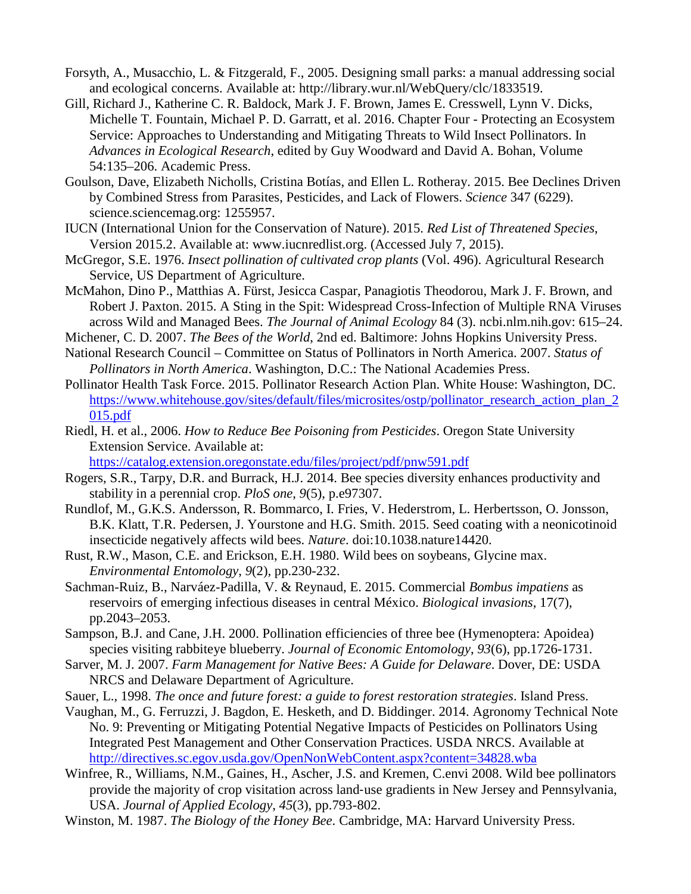Forsyth, A., Musacchio, L. & Fitzgerald, F., 2005. Designing small parks: a manual addressing social and ecological concerns. Available at: http://library.wur.nl/WebQuery/clc/1833519.

Gill, Richard J., Katherine C. R. Baldock, Mark J. F. Brown, James E. Cresswell, Lynn V. Dicks, Michelle T. Fountain, Michael P. D. Garratt, et al. 2016. Chapter Four - Protecting an Ecosystem Service: Approaches to Understanding and Mitigating Threats to Wild Insect Pollinators. In *Advances in Ecological Research*, edited by Guy Woodward and David A. Bohan, Volume 54:135–206. Academic Press.

Goulson, Dave, Elizabeth Nicholls, Cristina Botías, and Ellen L. Rotheray. 2015. Bee Declines Driven by Combined Stress from Parasites, Pesticides, and Lack of Flowers. *Science* 347 (6229). science.sciencemag.org: 1255957.

IUCN (International Union for the Conservation of Nature). 2015. *Red List of Threatened Species*, Version 2015.2. Available at: www.iucnredlist.org. (Accessed July 7, 2015).

McGregor, S.E. 1976. *Insect pollination of cultivated crop plants* (Vol. 496). Agricultural Research Service, US Department of Agriculture.

McMahon, Dino P., Matthias A. Fürst, Jesicca Caspar, Panagiotis Theodorou, Mark J. F. Brown, and Robert J. Paxton. 2015. A Sting in the Spit: Widespread Cross-Infection of Multiple RNA Viruses across Wild and Managed Bees. *The Journal of Animal Ecology* 84 (3). ncbi.nlm.nih.gov: 615–24.

Michener, C. D. 2007. *The Bees of the World*, 2nd ed. Baltimore: Johns Hopkins University Press.

National Research Council – Committee on Status of Pollinators in North America. 2007. *Status of Pollinators in North America*. Washington, D.C.: The National Academies Press.

Pollinator Health Task Force. 2015. Pollinator Research Action Plan. White House: Washington, DC. https://www.whitehouse.gov/sites/default/files/microsites/ostp/pollinator_research_action_plan_2015.pdf

Riedl, H. et al., 2006. *How to Reduce Bee Poisoning from Pesticides*. Oregon State University Extension Service. Available at: https://catalog.extension.oregonstate.edu/files/project/pdf/pnw591.pdf

Rogers, S.R., Tarpy, D.R. and Burrack, H.J. 2014. Bee species diversity enhances productivity and stability in a perennial crop. *PloS one*, *9*(5), p.e97307.

Rundlof, M., G.K.S. Andersson, R. Bommarco, I. Fries, V. Hederstrom, L. Herbertsson, O. Jonsson, B.K. Klatt, T.R. Pedersen, J. Yourstone and H.G. Smith. 2015. Seed coating with a neonicotinoid insecticide negatively affects wild bees. *Nature*. doi:10.1038.nature14420.

Rust, R.W., Mason, C.E. and Erickson, E.H. 1980. Wild bees on soybeans, Glycine max. *Environmental Entomology*, *9*(2), pp.230-232.

Sachman-Ruiz, B., Narváez-Padilla, V. & Reynaud, E. 2015. Commercial *Bombus impatiens* as reservoirs of emerging infectious diseases in central México. *Biological invasions*, 17(7), pp.2043–2053.

Sampson, B.J. and Cane, J.H. 2000. Pollination efficiencies of three bee (Hymenoptera: Apoidea) species visiting rabbiteye blueberry. *Journal of Economic Entomology*, *93*(6), pp.1726-1731.

Sarver, M. J. 2007. *Farm Management for Native Bees: A Guide for Delaware*. Dover, DE: USDA NRCS and Delaware Department of Agriculture.

Sauer, L., 1998. *The once and future forest: a guide to forest restoration strategies*. Island Press.

Vaughan, M., G. Ferruzzi, J. Bagdon, E. Hesketh, and D. Biddinger. 2014. Agronomy Technical Note No. 9: Preventing or Mitigating Potential Negative Impacts of Pesticides on Pollinators Using Integrated Pest Management and Other Conservation Practices. USDA NRCS. Available at http://directives.sc.egov.usda.gov/OpenNonWebContent.aspx?content=34828.wba

Winfree, R., Williams, N.M., Gaines, H., Ascher, J.S. and Kremen, C.envi 2008. Wild bee pollinators provide the majority of crop visitation across land-use gradients in New Jersey and Pennsylvania, USA. *Journal of Applied Ecology*, *45*(3), pp.793-802.

Winston, M. 1987. *The Biology of the Honey Bee*. Cambridge, MA: Harvard University Press.